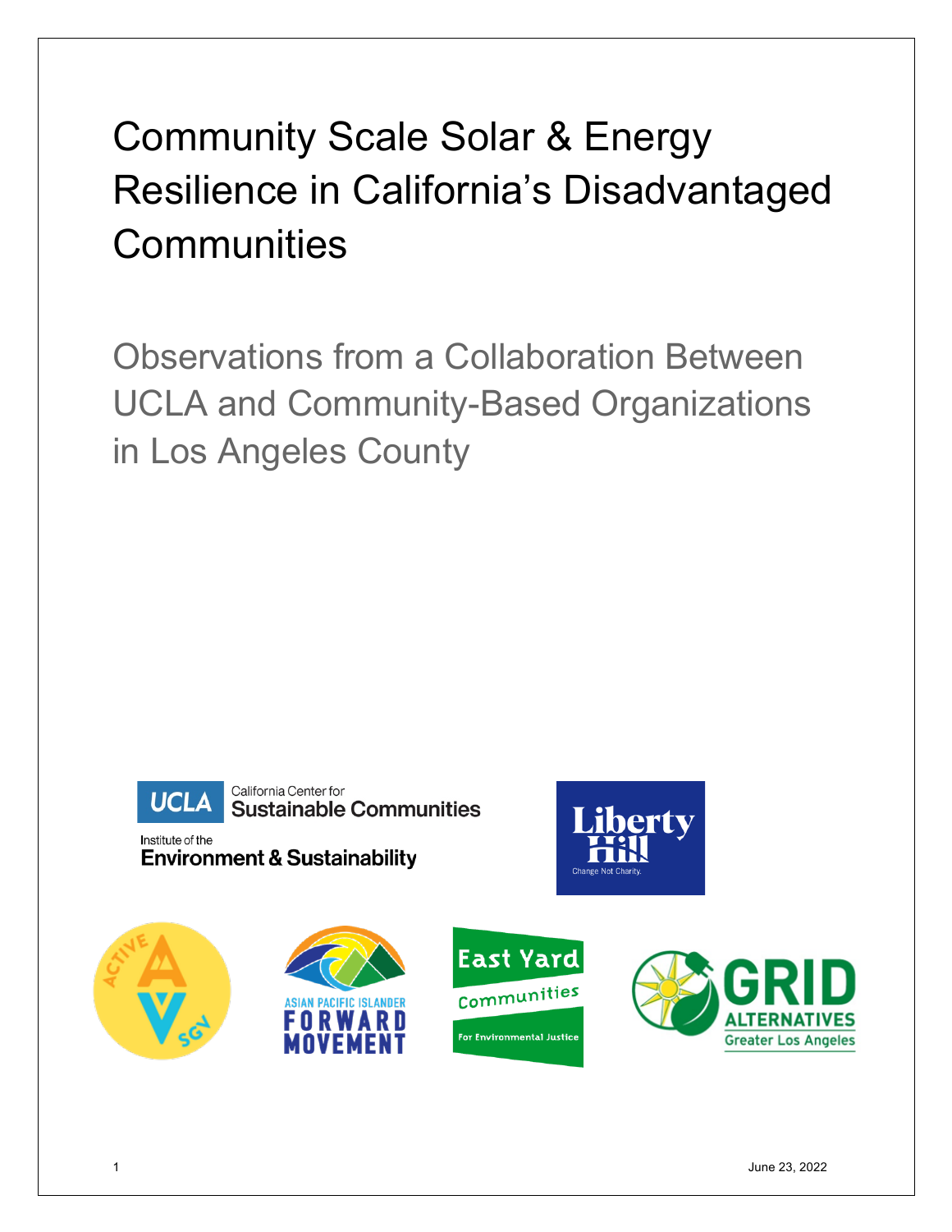# Community Scale Solar & Energy Resilience in California's Disadvantaged Communities

## Observations from a Collaboration Between UCLA and Community-Based Organizations in Los Angeles County

UCLA California Center for Sustainable Communities

Institute of the Environment & Sustainability

Liberty Hill — Change Not Charity.

Active SGV

Asian Pacific Islander Forward Movement

East Yard Communities For Environmental Justice

GRID Alternatives Greater Los Angeles

June 23, 2022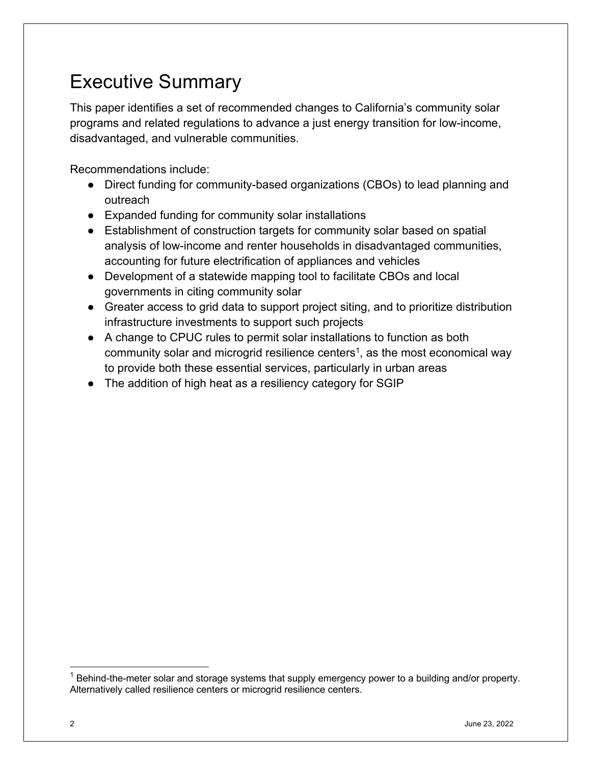# Executive Summary

This paper identifies a set of recommended changes to California's community solar programs and related regulations to advance a just energy transition for low-income, disadvantaged, and vulnerable communities.

Recommendations include:

- Direct funding for community-based organizations (CBOs) to lead planning and outreach
- Expanded funding for community solar installations
- Establishment of construction targets for community solar based on spatial analysis of low-income and renter households in disadvantaged communities, accounting for future electrification of appliances and vehicles
- Development of a statewide mapping tool to facilitate CBOs and local governments in citing community solar
- Greater access to grid data to support project siting, and to prioritize distribution infrastructure investments to support such projects
- A change to CPUC rules to permit solar installations to function as both community solar and microgrid resilience centers[1], as the most economical way to provide both these essential services, particularly in urban areas
- The addition of high heat as a resiliency category for SGIP

[1] Behind-the-meter solar and storage systems that supply emergency power to a building and/or property. Alternatively called resilience centers or microgrid resilience centers.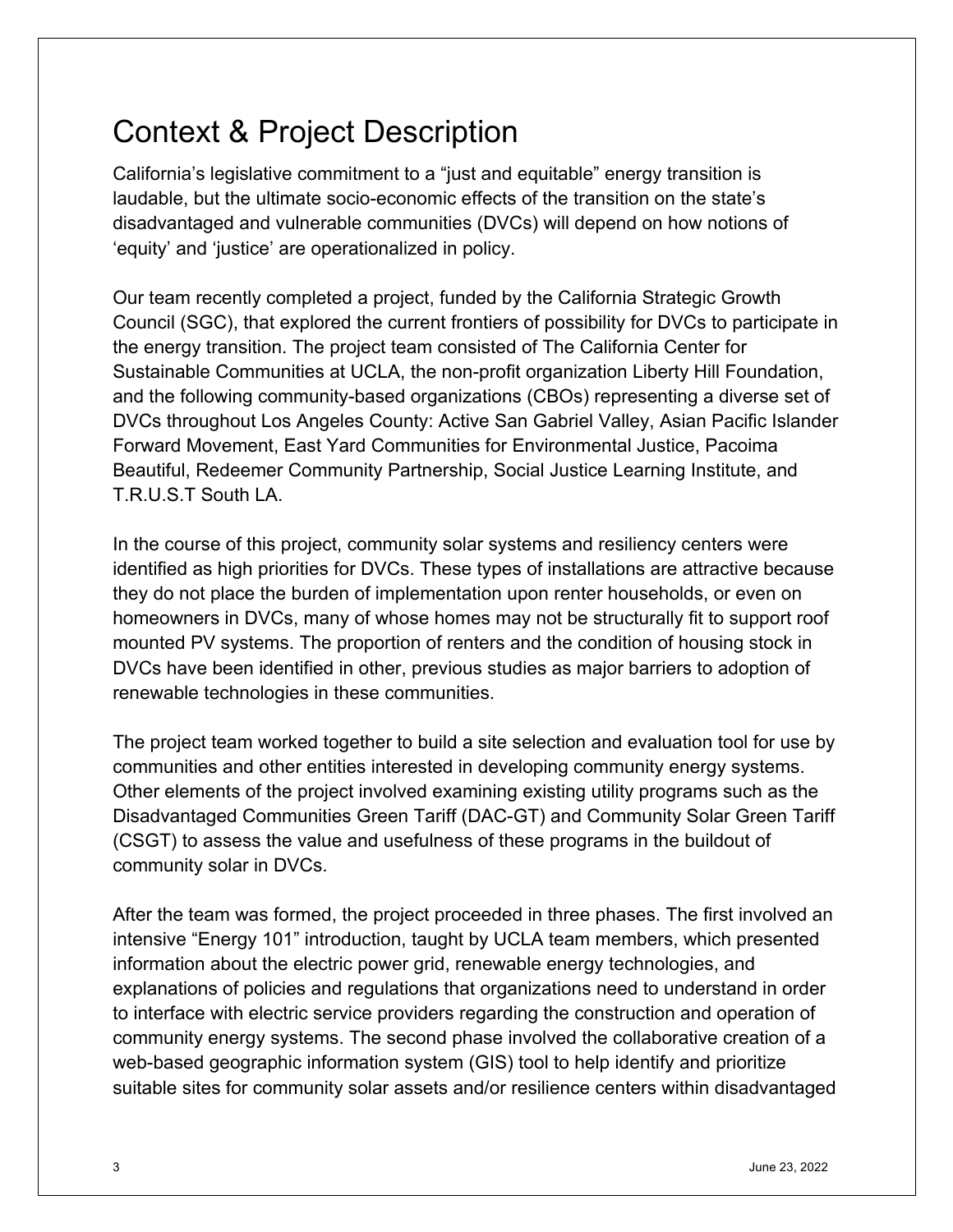# Context & Project Description

California's legislative commitment to a "just and equitable" energy transition is laudable, but the ultimate socio-economic effects of the transition on the state's disadvantaged and vulnerable communities (DVCs) will depend on how notions of 'equity' and 'justice' are operationalized in policy.

Our team recently completed a project, funded by the California Strategic Growth Council (SGC), that explored the current frontiers of possibility for DVCs to participate in the energy transition. The project team consisted of The California Center for Sustainable Communities at UCLA, the non-profit organization Liberty Hill Foundation, and the following community-based organizations (CBOs) representing a diverse set of DVCs throughout Los Angeles County: Active San Gabriel Valley, Asian Pacific Islander Forward Movement, East Yard Communities for Environmental Justice, Pacoima Beautiful, Redeemer Community Partnership, Social Justice Learning Institute, and T.R.U.S.T South LA.

In the course of this project, community solar systems and resiliency centers were identified as high priorities for DVCs. These types of installations are attractive because they do not place the burden of implementation upon renter households, or even on homeowners in DVCs, many of whose homes may not be structurally fit to support roof mounted PV systems. The proportion of renters and the condition of housing stock in DVCs have been identified in other, previous studies as major barriers to adoption of renewable technologies in these communities.

The project team worked together to build a site selection and evaluation tool for use by communities and other entities interested in developing community energy systems. Other elements of the project involved examining existing utility programs such as the Disadvantaged Communities Green Tariff (DAC-GT) and Community Solar Green Tariff (CSGT) to assess the value and usefulness of these programs in the buildout of community solar in DVCs.

After the team was formed, the project proceeded in three phases. The first involved an intensive "Energy 101" introduction, taught by UCLA team members, which presented information about the electric power grid, renewable energy technologies, and explanations of policies and regulations that organizations need to understand in order to interface with electric service providers regarding the construction and operation of community energy systems. The second phase involved the collaborative creation of a web-based geographic information system (GIS) tool to help identify and prioritize suitable sites for community solar assets and/or resilience centers within disadvantaged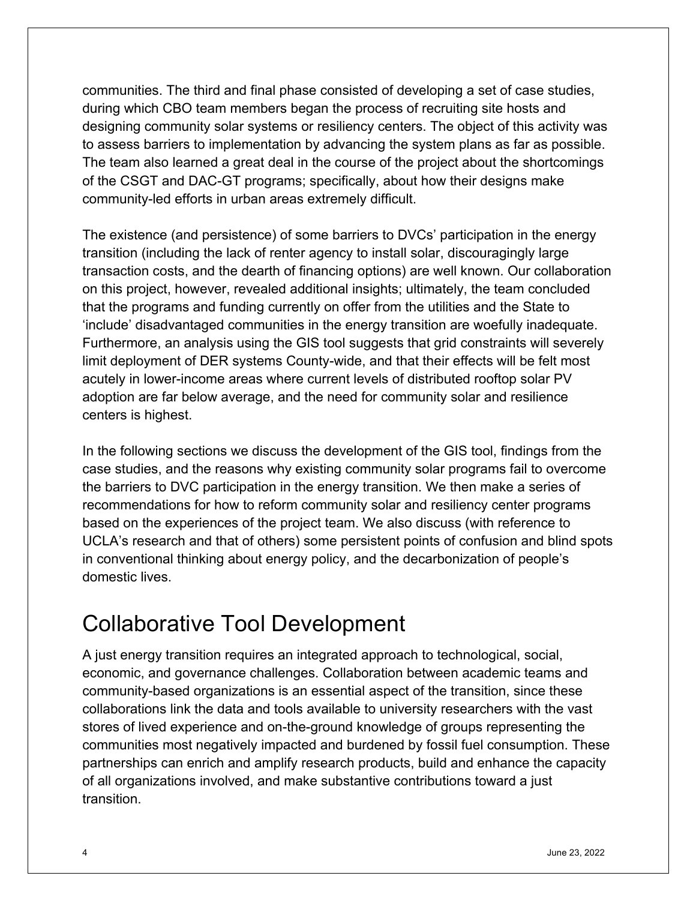communities. The third and final phase consisted of developing a set of case studies, during which CBO team members began the process of recruiting site hosts and designing community solar systems or resiliency centers. The object of this activity was to assess barriers to implementation by advancing the system plans as far as possible. The team also learned a great deal in the course of the project about the shortcomings of the CSGT and DAC-GT programs; specifically, about how their designs make community-led efforts in urban areas extremely difficult.

The existence (and persistence) of some barriers to DVCs' participation in the energy transition (including the lack of renter agency to install solar, discouragingly large transaction costs, and the dearth of financing options) are well known. Our collaboration on this project, however, revealed additional insights; ultimately, the team concluded that the programs and funding currently on offer from the utilities and the State to 'include' disadvantaged communities in the energy transition are woefully inadequate. Furthermore, an analysis using the GIS tool suggests that grid constraints will severely limit deployment of DER systems County-wide, and that their effects will be felt most acutely in lower-income areas where current levels of distributed rooftop solar PV adoption are far below average, and the need for community solar and resilience centers is highest.

In the following sections we discuss the development of the GIS tool, findings from the case studies, and the reasons why existing community solar programs fail to overcome the barriers to DVC participation in the energy transition. We then make a series of recommendations for how to reform community solar and resiliency center programs based on the experiences of the project team. We also discuss (with reference to UCLA's research and that of others) some persistent points of confusion and blind spots in conventional thinking about energy policy, and the decarbonization of people's domestic lives.

# Collaborative Tool Development

A just energy transition requires an integrated approach to technological, social, economic, and governance challenges. Collaboration between academic teams and community-based organizations is an essential aspect of the transition, since these collaborations link the data and tools available to university researchers with the vast stores of lived experience and on-the-ground knowledge of groups representing the communities most negatively impacted and burdened by fossil fuel consumption. These partnerships can enrich and amplify research products, build and enhance the capacity of all organizations involved, and make substantive contributions toward a just transition.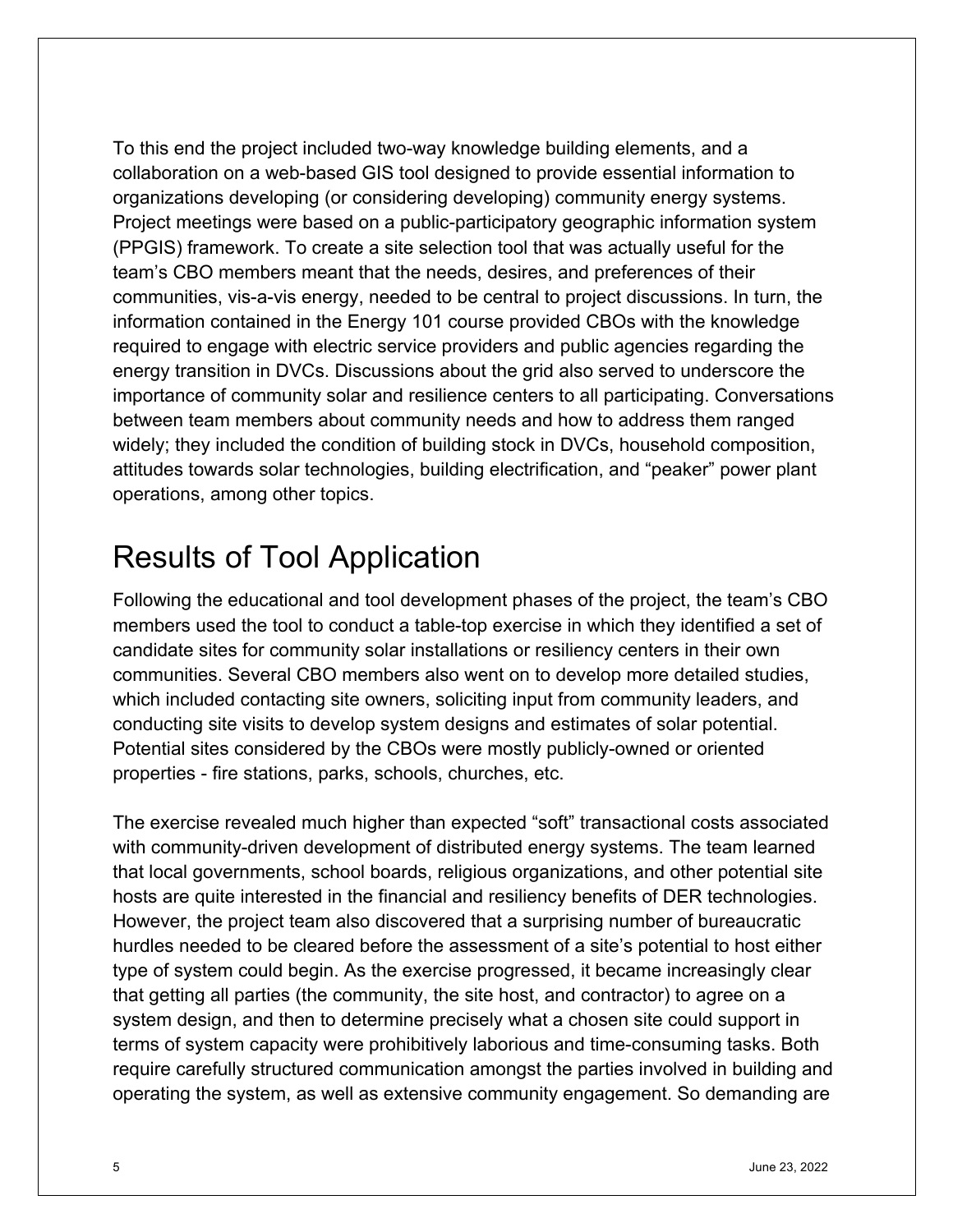To this end the project included two-way knowledge building elements, and a collaboration on a web-based GIS tool designed to provide essential information to organizations developing (or considering developing) community energy systems. Project meetings were based on a public-participatory geographic information system (PPGIS) framework. To create a site selection tool that was actually useful for the team's CBO members meant that the needs, desires, and preferences of their communities, vis-a-vis energy, needed to be central to project discussions. In turn, the information contained in the Energy 101 course provided CBOs with the knowledge required to engage with electric service providers and public agencies regarding the energy transition in DVCs. Discussions about the grid also served to underscore the importance of community solar and resilience centers to all participating. Conversations between team members about community needs and how to address them ranged widely; they included the condition of building stock in DVCs, household composition, attitudes towards solar technologies, building electrification, and "peaker" power plant operations, among other topics.

# Results of Tool Application

Following the educational and tool development phases of the project, the team's CBO members used the tool to conduct a table-top exercise in which they identified a set of candidate sites for community solar installations or resiliency centers in their own communities. Several CBO members also went on to develop more detailed studies, which included contacting site owners, soliciting input from community leaders, and conducting site visits to develop system designs and estimates of solar potential. Potential sites considered by the CBOs were mostly publicly-owned or oriented properties - fire stations, parks, schools, churches, etc.

The exercise revealed much higher than expected "soft" transactional costs associated with community-driven development of distributed energy systems. The team learned that local governments, school boards, religious organizations, and other potential site hosts are quite interested in the financial and resiliency benefits of DER technologies. However, the project team also discovered that a surprising number of bureaucratic hurdles needed to be cleared before the assessment of a site's potential to host either type of system could begin. As the exercise progressed, it became increasingly clear that getting all parties (the community, the site host, and contractor) to agree on a system design, and then to determine precisely what a chosen site could support in terms of system capacity were prohibitively laborious and time-consuming tasks. Both require carefully structured communication amongst the parties involved in building and operating the system, as well as extensive community engagement. So demanding are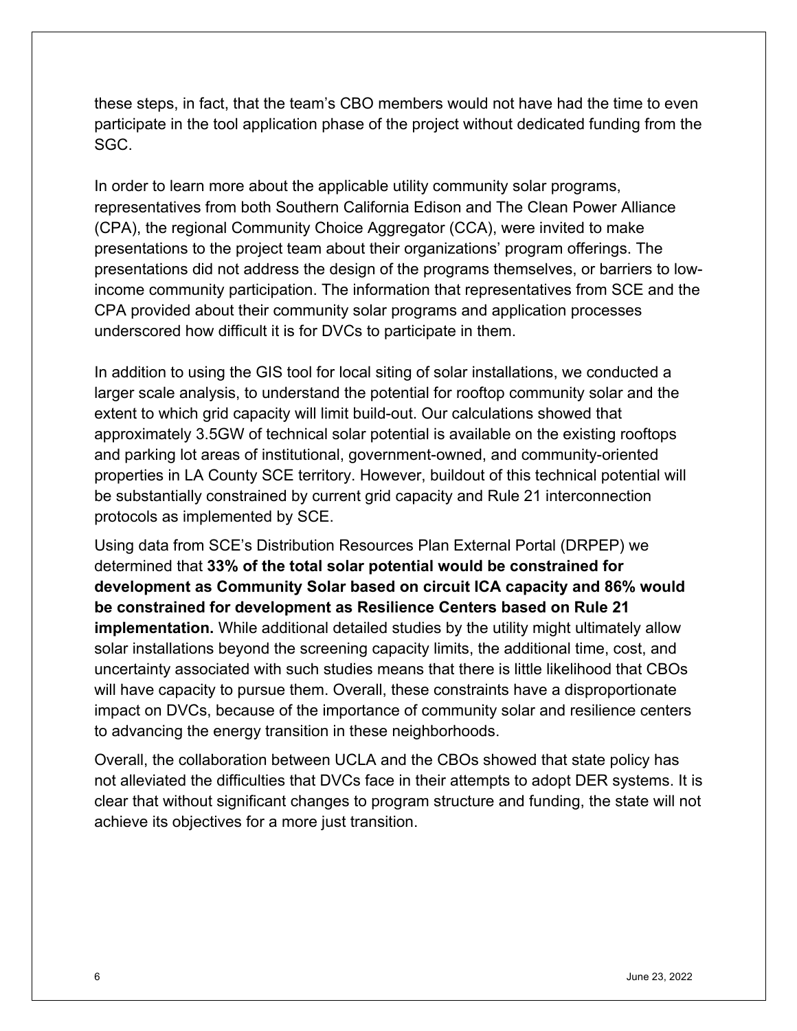these steps, in fact, that the team's CBO members would not have had the time to even participate in the tool application phase of the project without dedicated funding from the SGC.

In order to learn more about the applicable utility community solar programs, representatives from both Southern California Edison and The Clean Power Alliance (CPA), the regional Community Choice Aggregator (CCA), were invited to make presentations to the project team about their organizations' program offerings. The presentations did not address the design of the programs themselves, or barriers to low-income community participation. The information that representatives from SCE and the CPA provided about their community solar programs and application processes underscored how difficult it is for DVCs to participate in them.

In addition to using the GIS tool for local siting of solar installations, we conducted a larger scale analysis, to understand the potential for rooftop community solar and the extent to which grid capacity will limit build-out. Our calculations showed that approximately 3.5GW of technical solar potential is available on the existing rooftops and parking lot areas of institutional, government-owned, and community-oriented properties in LA County SCE territory. However, buildout of this technical potential will be substantially constrained by current grid capacity and Rule 21 interconnection protocols as implemented by SCE.

Using data from SCE's Distribution Resources Plan External Portal (DRPEP) we determined that **33% of the total solar potential would be constrained for development as Community Solar based on circuit ICA capacity and 86% would be constrained for development as Resilience Centers based on Rule 21 implementation.** While additional detailed studies by the utility might ultimately allow solar installations beyond the screening capacity limits, the additional time, cost, and uncertainty associated with such studies means that there is little likelihood that CBOs will have capacity to pursue them. Overall, these constraints have a disproportionate impact on DVCs, because of the importance of community solar and resilience centers to advancing the energy transition in these neighborhoods.

Overall, the collaboration between UCLA and the CBOs showed that state policy has not alleviated the difficulties that DVCs face in their attempts to adopt DER systems. It is clear that without significant changes to program structure and funding, the state will not achieve its objectives for a more just transition.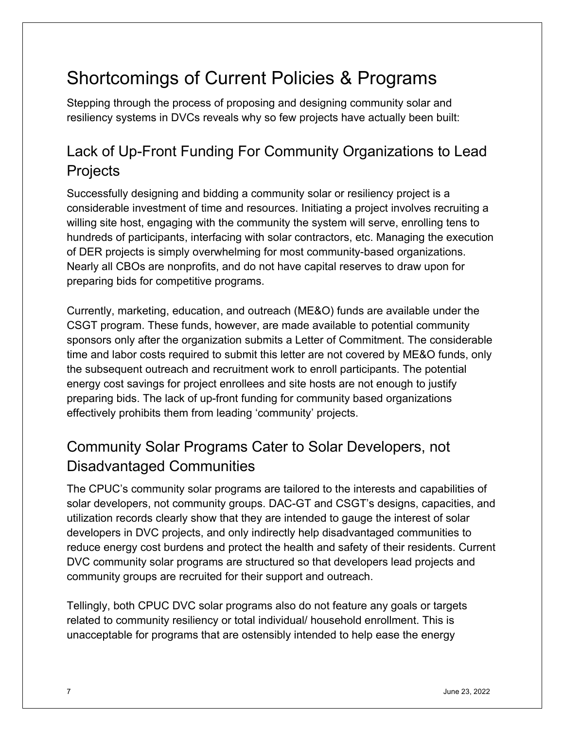# Shortcomings of Current Policies & Programs

Stepping through the process of proposing and designing community solar and resiliency systems in DVCs reveals why so few projects have actually been built:

## Lack of Up-Front Funding For Community Organizations to Lead Projects

Successfully designing and bidding a community solar or resiliency project is a considerable investment of time and resources. Initiating a project involves recruiting a willing site host, engaging with the community the system will serve, enrolling tens to hundreds of participants, interfacing with solar contractors, etc. Managing the execution of DER projects is simply overwhelming for most community-based organizations. Nearly all CBOs are nonprofits, and do not have capital reserves to draw upon for preparing bids for competitive programs.

Currently, marketing, education, and outreach (ME&O) funds are available under the CSGT program. These funds, however, are made available to potential community sponsors only after the organization submits a Letter of Commitment. The considerable time and labor costs required to submit this letter are not covered by ME&O funds, only the subsequent outreach and recruitment work to enroll participants. The potential energy cost savings for project enrollees and site hosts are not enough to justify preparing bids. The lack of up-front funding for community based organizations effectively prohibits them from leading 'community' projects.

## Community Solar Programs Cater to Solar Developers, not Disadvantaged Communities

The CPUC's community solar programs are tailored to the interests and capabilities of solar developers, not community groups. DAC-GT and CSGT's designs, capacities, and utilization records clearly show that they are intended to gauge the interest of solar developers in DVC projects, and only indirectly help disadvantaged communities to reduce energy cost burdens and protect the health and safety of their residents. Current DVC community solar programs are structured so that developers lead projects and community groups are recruited for their support and outreach.

Tellingly, both CPUC DVC solar programs also do not feature any goals or targets related to community resiliency or total individual/ household enrollment. This is unacceptable for programs that are ostensibly intended to help ease the energy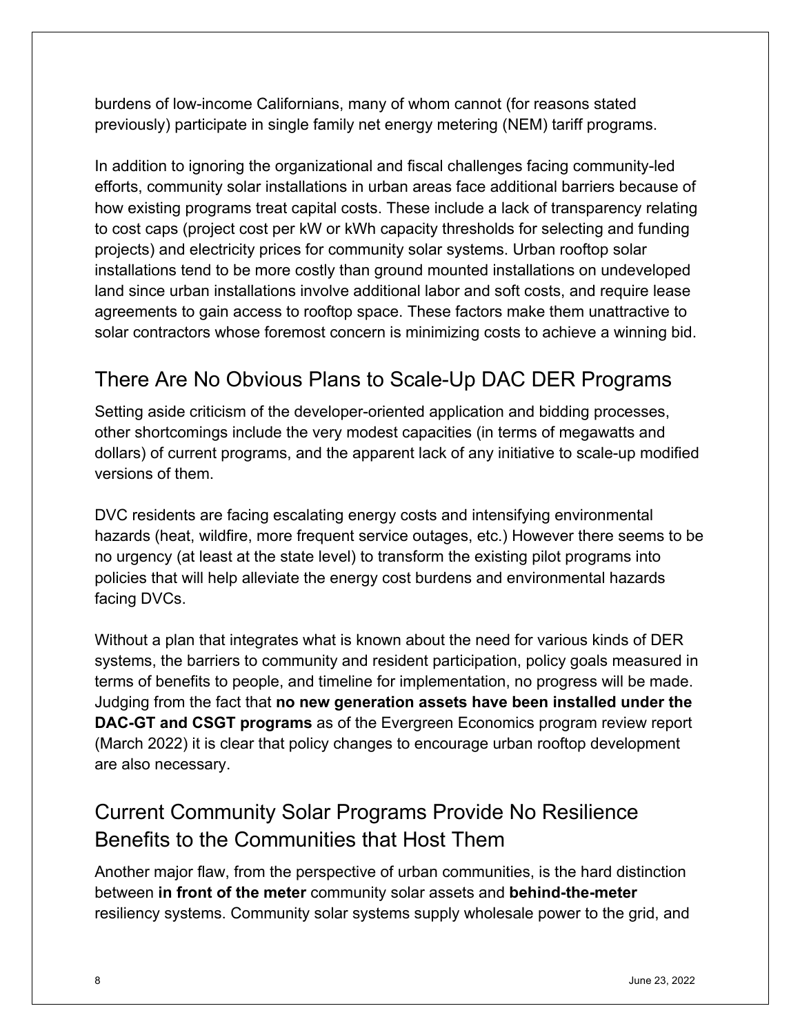burdens of low-income Californians, many of whom cannot (for reasons stated previously) participate in single family net energy metering (NEM) tariff programs.

In addition to ignoring the organizational and fiscal challenges facing community-led efforts, community solar installations in urban areas face additional barriers because of how existing programs treat capital costs. These include a lack of transparency relating to cost caps (project cost per kW or kWh capacity thresholds for selecting and funding projects) and electricity prices for community solar systems. Urban rooftop solar installations tend to be more costly than ground mounted installations on undeveloped land since urban installations involve additional labor and soft costs, and require lease agreements to gain access to rooftop space. These factors make them unattractive to solar contractors whose foremost concern is minimizing costs to achieve a winning bid.

## There Are No Obvious Plans to Scale-Up DAC DER Programs

Setting aside criticism of the developer-oriented application and bidding processes, other shortcomings include the very modest capacities (in terms of megawatts and dollars) of current programs, and the apparent lack of any initiative to scale-up modified versions of them.

DVC residents are facing escalating energy costs and intensifying environmental hazards (heat, wildfire, more frequent service outages, etc.) However there seems to be no urgency (at least at the state level) to transform the existing pilot programs into policies that will help alleviate the energy cost burdens and environmental hazards facing DVCs.

Without a plan that integrates what is known about the need for various kinds of DER systems, the barriers to community and resident participation, policy goals measured in terms of benefits to people, and timeline for implementation, no progress will be made. Judging from the fact that **no new generation assets have been installed under the DAC-GT and CSGT programs** as of the Evergreen Economics program review report (March 2022) it is clear that policy changes to encourage urban rooftop development are also necessary.

## Current Community Solar Programs Provide No Resilience Benefits to the Communities that Host Them

Another major flaw, from the perspective of urban communities, is the hard distinction between **in front of the meter** community solar assets and **behind-the-meter** resiliency systems. Community solar systems supply wholesale power to the grid, and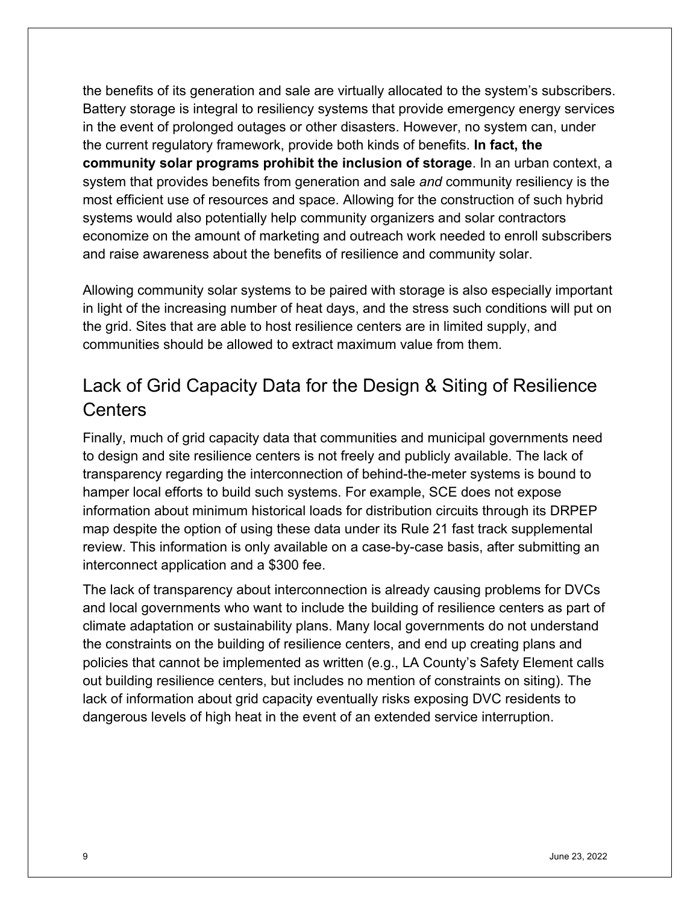the benefits of its generation and sale are virtually allocated to the system's subscribers. Battery storage is integral to resiliency systems that provide emergency energy services in the event of prolonged outages or other disasters. However, no system can, under the current regulatory framework, provide both kinds of benefits. **In fact, the community solar programs prohibit the inclusion of storage**. In an urban context, a system that provides benefits from generation and sale *and* community resiliency is the most efficient use of resources and space. Allowing for the construction of such hybrid systems would also potentially help community organizers and solar contractors economize on the amount of marketing and outreach work needed to enroll subscribers and raise awareness about the benefits of resilience and community solar.

Allowing community solar systems to be paired with storage is also especially important in light of the increasing number of heat days, and the stress such conditions will put on the grid. Sites that are able to host resilience centers are in limited supply, and communities should be allowed to extract maximum value from them.

## Lack of Grid Capacity Data for the Design & Siting of Resilience Centers

Finally, much of grid capacity data that communities and municipal governments need to design and site resilience centers is not freely and publicly available. The lack of transparency regarding the interconnection of behind-the-meter systems is bound to hamper local efforts to build such systems. For example, SCE does not expose information about minimum historical loads for distribution circuits through its DRPEP map despite the option of using these data under its Rule 21 fast track supplemental review. This information is only available on a case-by-case basis, after submitting an interconnect application and a $300 fee.

The lack of transparency about interconnection is already causing problems for DVCs and local governments who want to include the building of resilience centers as part of climate adaptation or sustainability plans. Many local governments do not understand the constraints on the building of resilience centers, and end up creating plans and policies that cannot be implemented as written (e.g., LA County's Safety Element calls out building resilience centers, but includes no mention of constraints on siting). The lack of information about grid capacity eventually risks exposing DVC residents to dangerous levels of high heat in the event of an extended service interruption.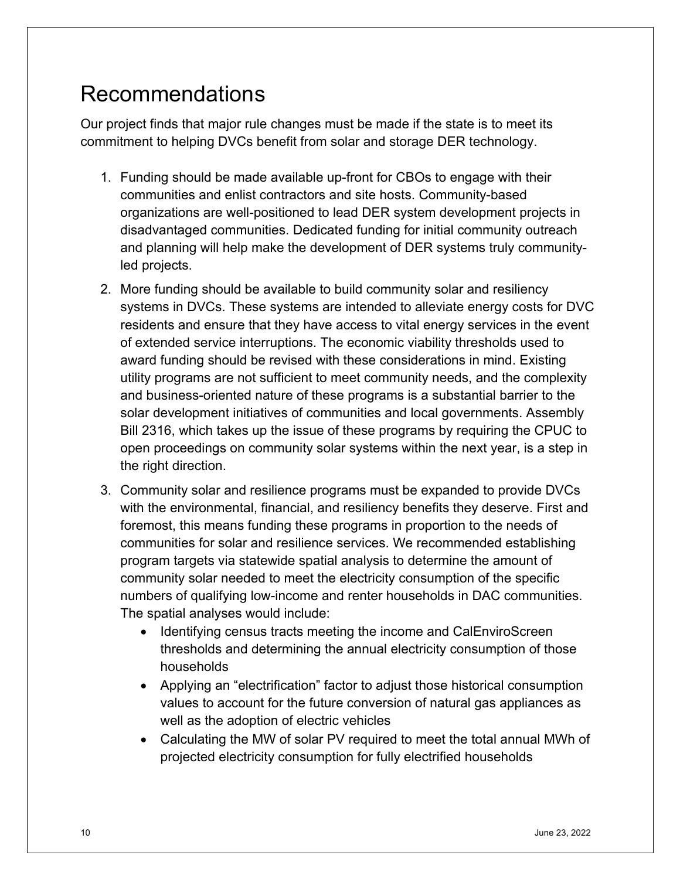# Recommendations

Our project finds that major rule changes must be made if the state is to meet its commitment to helping DVCs benefit from solar and storage DER technology.

1. Funding should be made available up-front for CBOs to engage with their communities and enlist contractors and site hosts. Community-based organizations are well-positioned to lead DER system development projects in disadvantaged communities. Dedicated funding for initial community outreach and planning will help make the development of DER systems truly community-led projects.
2. More funding should be available to build community solar and resiliency systems in DVCs. These systems are intended to alleviate energy costs for DVC residents and ensure that they have access to vital energy services in the event of extended service interruptions. The economic viability thresholds used to award funding should be revised with these considerations in mind. Existing utility programs are not sufficient to meet community needs, and the complexity and business-oriented nature of these programs is a substantial barrier to the solar development initiatives of communities and local governments. Assembly Bill 2316, which takes up the issue of these programs by requiring the CPUC to open proceedings on community solar systems within the next year, is a step in the right direction.
3. Community solar and resilience programs must be expanded to provide DVCs with the environmental, financial, and resiliency benefits they deserve. First and foremost, this means funding these programs in proportion to the needs of communities for solar and resilience services. We recommended establishing program targets via statewide spatial analysis to determine the amount of community solar needed to meet the electricity consumption of the specific numbers of qualifying low-income and renter households in DAC communities. The spatial analyses would include:
   - Identifying census tracts meeting the income and CalEnviroScreen thresholds and determining the annual electricity consumption of those households
   - Applying an "electrification" factor to adjust those historical consumption values to account for the future conversion of natural gas appliances as well as the adoption of electric vehicles
   - Calculating the MW of solar PV required to meet the total annual MWh of projected electricity consumption for fully electrified households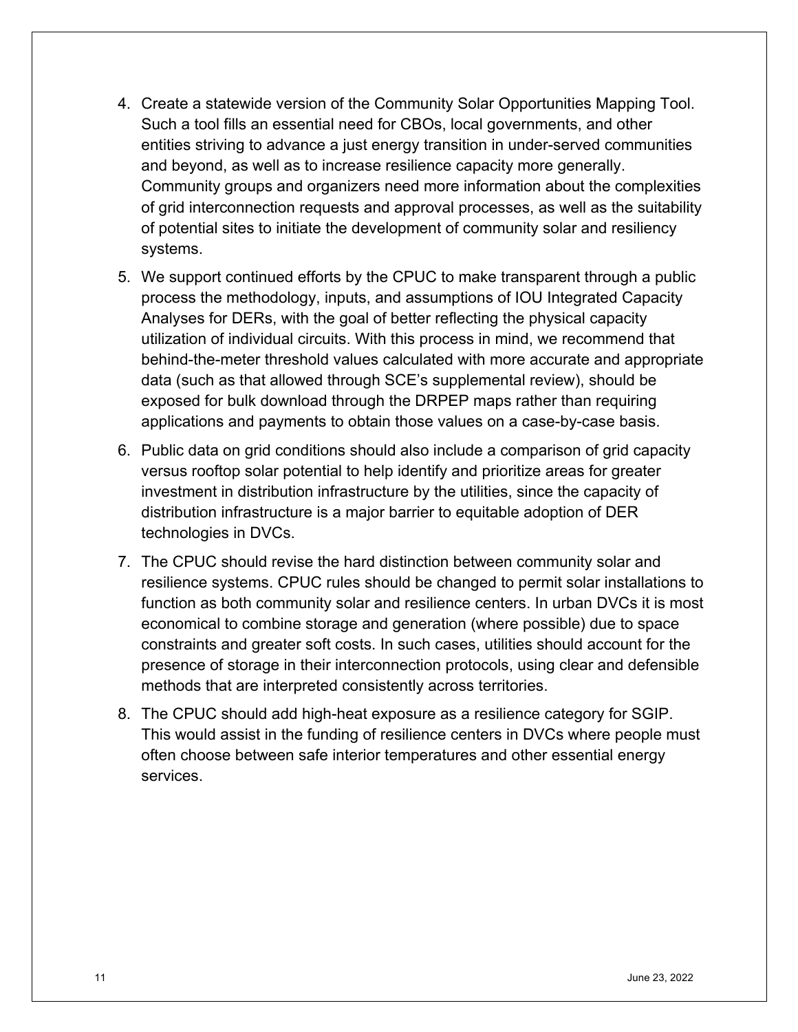4. Create a statewide version of the Community Solar Opportunities Mapping Tool. Such a tool fills an essential need for CBOs, local governments, and other entities striving to advance a just energy transition in under-served communities and beyond, as well as to increase resilience capacity more generally. Community groups and organizers need more information about the complexities of grid interconnection requests and approval processes, as well as the suitability of potential sites to initiate the development of community solar and resiliency systems.
5. We support continued efforts by the CPUC to make transparent through a public process the methodology, inputs, and assumptions of IOU Integrated Capacity Analyses for DERs, with the goal of better reflecting the physical capacity utilization of individual circuits. With this process in mind, we recommend that behind-the-meter threshold values calculated with more accurate and appropriate data (such as that allowed through SCE's supplemental review), should be exposed for bulk download through the DRPEP maps rather than requiring applications and payments to obtain those values on a case-by-case basis.
6. Public data on grid conditions should also include a comparison of grid capacity versus rooftop solar potential to help identify and prioritize areas for greater investment in distribution infrastructure by the utilities, since the capacity of distribution infrastructure is a major barrier to equitable adoption of DER technologies in DVCs.
7. The CPUC should revise the hard distinction between community solar and resilience systems. CPUC rules should be changed to permit solar installations to function as both community solar and resilience centers. In urban DVCs it is most economical to combine storage and generation (where possible) due to space constraints and greater soft costs. In such cases, utilities should account for the presence of storage in their interconnection protocols, using clear and defensible methods that are interpreted consistently across territories.
8. The CPUC should add high-heat exposure as a resilience category for SGIP. This would assist in the funding of resilience centers in DVCs where people must often choose between safe interior temperatures and other essential energy services.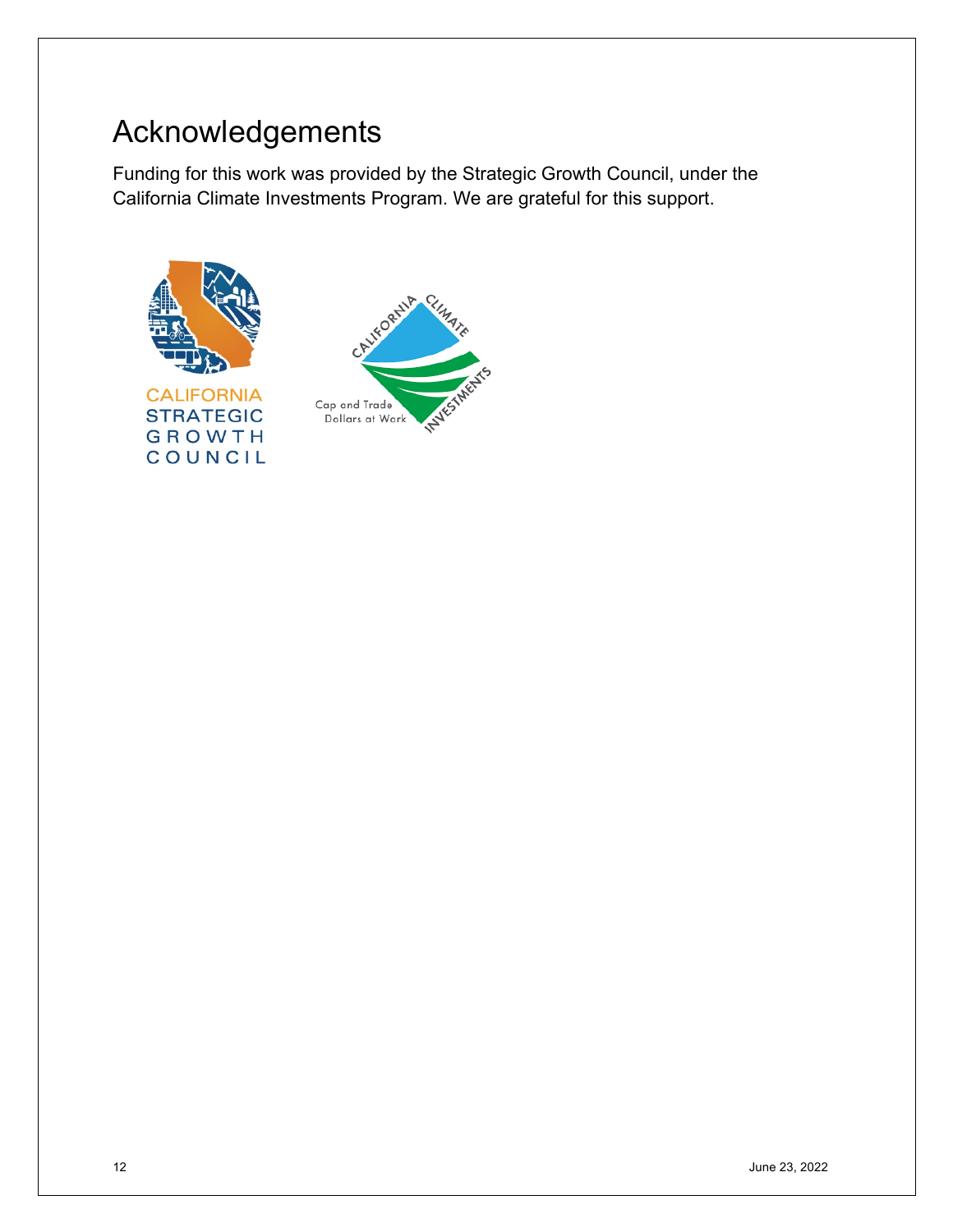# Acknowledgements

Funding for this work was provided by the Strategic Growth Council, under the California Climate Investments Program. We are grateful for this support.

CALIFORNIA
STRATEGIC
GROWTH
COUNCIL

CALIFORNIA CLIMATE INVESTMENTS

Cap and Trade
Dollars at Work